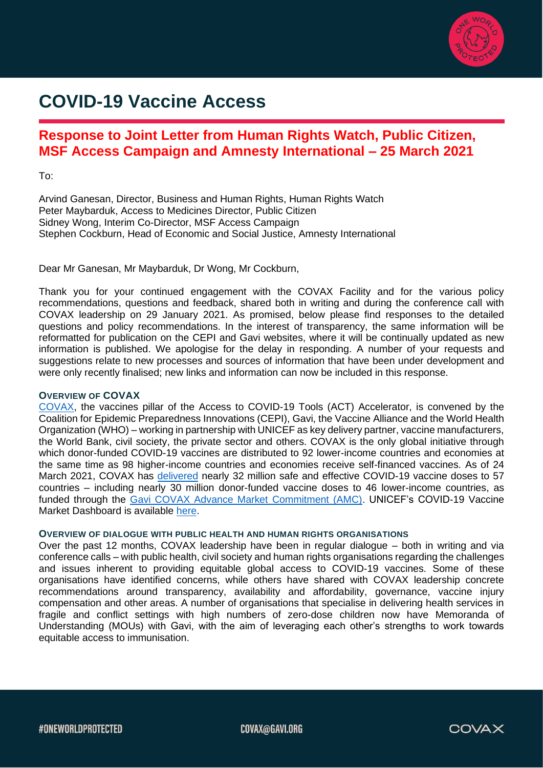# COVID-19 Vaccine Access

## Response to Joint Letter from Human Rights Watch, Public Citizen, MSF Access Campaign and Amnesty International – 25 March 2021

To:

Arvind Ganesan, Director, Business and Human Rights, Human Rights Watch
Peter Maybarduk, Access to Medicines Director, Public Citizen
Sidney Wong, Interim Co-Director, MSF Access Campaign
Stephen Cockburn, Head of Economic and Social Justice, Amnesty International

Dear Mr Ganesan, Mr Maybarduk, Dr Wong, Mr Cockburn,

Thank you for your continued engagement with the COVAX Facility and for the various policy recommendations, questions and feedback, shared both in writing and during the conference call with COVAX leadership on 29 January 2021. As promised, below please find responses to the detailed questions and policy recommendations. In the interest of transparency, the same information will be reformatted for publication on the CEPI and Gavi websites, where it will be continually updated as new information is published. We apologise for the delay in responding. A number of your requests and suggestions relate to new processes and sources of information that have been under development and were only recently finalised; new links and information can now be included in this response.

### OVERVIEW OF COVAX

COVAX, the vaccines pillar of the Access to COVID-19 Tools (ACT) Accelerator, is convened by the Coalition for Epidemic Preparedness Innovations (CEPI), Gavi, the Vaccine Alliance and the World Health Organization (WHO) – working in partnership with UNICEF as key delivery partner, vaccine manufacturers, the World Bank, civil society, the private sector and others. COVAX is the only global initiative through which donor-funded COVID-19 vaccines are distributed to 92 lower-income countries and economies at the same time as 98 higher-income countries and economies receive self-financed vaccines. As of 24 March 2021, COVAX has delivered nearly 32 million safe and effective COVID-19 vaccine doses to 57 countries – including nearly 30 million donor-funded vaccine doses to 46 lower-income countries, as funded through the Gavi COVAX Advance Market Commitment (AMC). UNICEF's COVID-19 Vaccine Market Dashboard is available here.

### OVERVIEW OF DIALOGUE WITH PUBLIC HEALTH AND HUMAN RIGHTS ORGANISATIONS

Over the past 12 months, COVAX leadership have been in regular dialogue – both in writing and via conference calls – with public health, civil society and human rights organisations regarding the challenges and issues inherent to providing equitable global access to COVID-19 vaccines. Some of these organisations have identified concerns, while others have shared with COVAX leadership concrete recommendations around transparency, availability and affordability, governance, vaccine injury compensation and other areas. A number of organisations that specialise in delivering health services in fragile and conflict settings with high numbers of zero-dose children now have Memoranda of Understanding (MOUs) with Gavi, with the aim of leveraging each other's strengths to work towards equitable access to immunisation.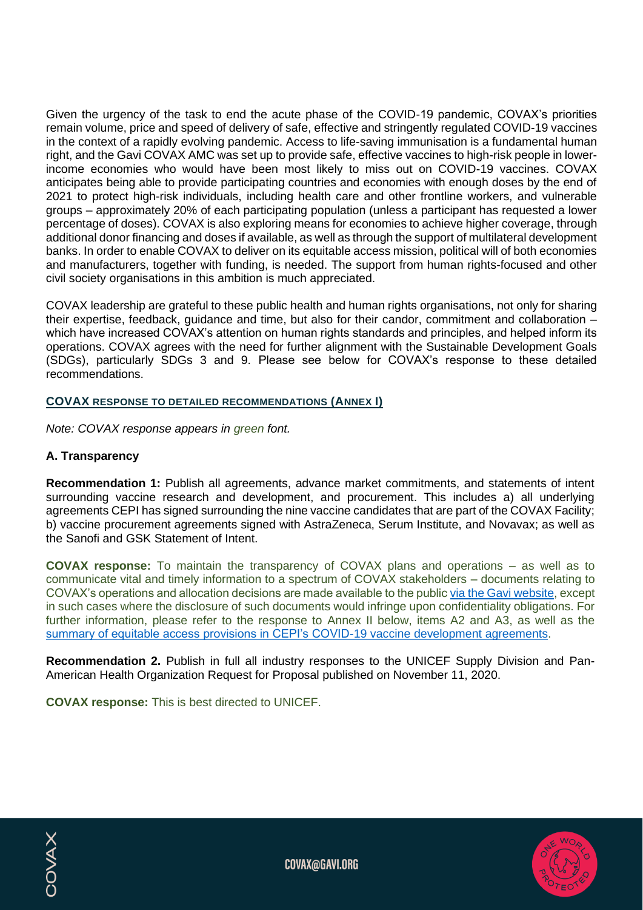Given the urgency of the task to end the acute phase of the COVID-19 pandemic, COVAX's priorities remain volume, price and speed of delivery of safe, effective and stringently regulated COVID-19 vaccines in the context of a rapidly evolving pandemic. Access to life-saving immunisation is a fundamental human right, and the Gavi COVAX AMC was set up to provide safe, effective vaccines to high-risk people in lower-income economies who would have been most likely to miss out on COVID-19 vaccines. COVAX anticipates being able to provide participating countries and economies with enough doses by the end of 2021 to protect high-risk individuals, including health care and other frontline workers, and vulnerable groups – approximately 20% of each participating population (unless a participant has requested a lower percentage of doses). COVAX is also exploring means for economies to achieve higher coverage, through additional donor financing and doses if available, as well as through the support of multilateral development banks. In order to enable COVAX to deliver on its equitable access mission, political will of both economies and manufacturers, together with funding, is needed. The support from human rights-focused and other civil society organisations in this ambition is much appreciated.

COVAX leadership are grateful to these public health and human rights organisations, not only for sharing their expertise, feedback, guidance and time, but also for their candor, commitment and collaboration – which have increased COVAX's attention on human rights standards and principles, and helped inform its operations. COVAX agrees with the need for further alignment with the Sustainable Development Goals (SDGs), particularly SDGs 3 and 9. Please see below for COVAX's response to these detailed recommendations.

## COVAX RESPONSE TO DETAILED RECOMMENDATIONS (ANNEX I)

*Note: COVAX response appears in green font.*

### A. Transparency

**Recommendation 1:** Publish all agreements, advance market commitments, and statements of intent surrounding vaccine research and development, and procurement. This includes a) all underlying agreements CEPI has signed surrounding the nine vaccine candidates that are part of the COVAX Facility; b) vaccine procurement agreements signed with AstraZeneca, Serum Institute, and Novavax; as well as the Sanofi and GSK Statement of Intent.

**COVAX response:** To maintain the transparency of COVAX plans and operations – as well as to communicate vital and timely information to a spectrum of COVAX stakeholders – documents relating to COVAX's operations and allocation decisions are made available to the public via the Gavi website, except in such cases where the disclosure of such documents would infringe upon confidentiality obligations. For further information, please refer to the response to Annex II below, items A2 and A3, as well as the summary of equitable access provisions in CEPI's COVID-19 vaccine development agreements.

**Recommendation 2.** Publish in full all industry responses to the UNICEF Supply Division and Pan-American Health Organization Request for Proposal published on November 11, 2020.

**COVAX response:** This is best directed to UNICEF.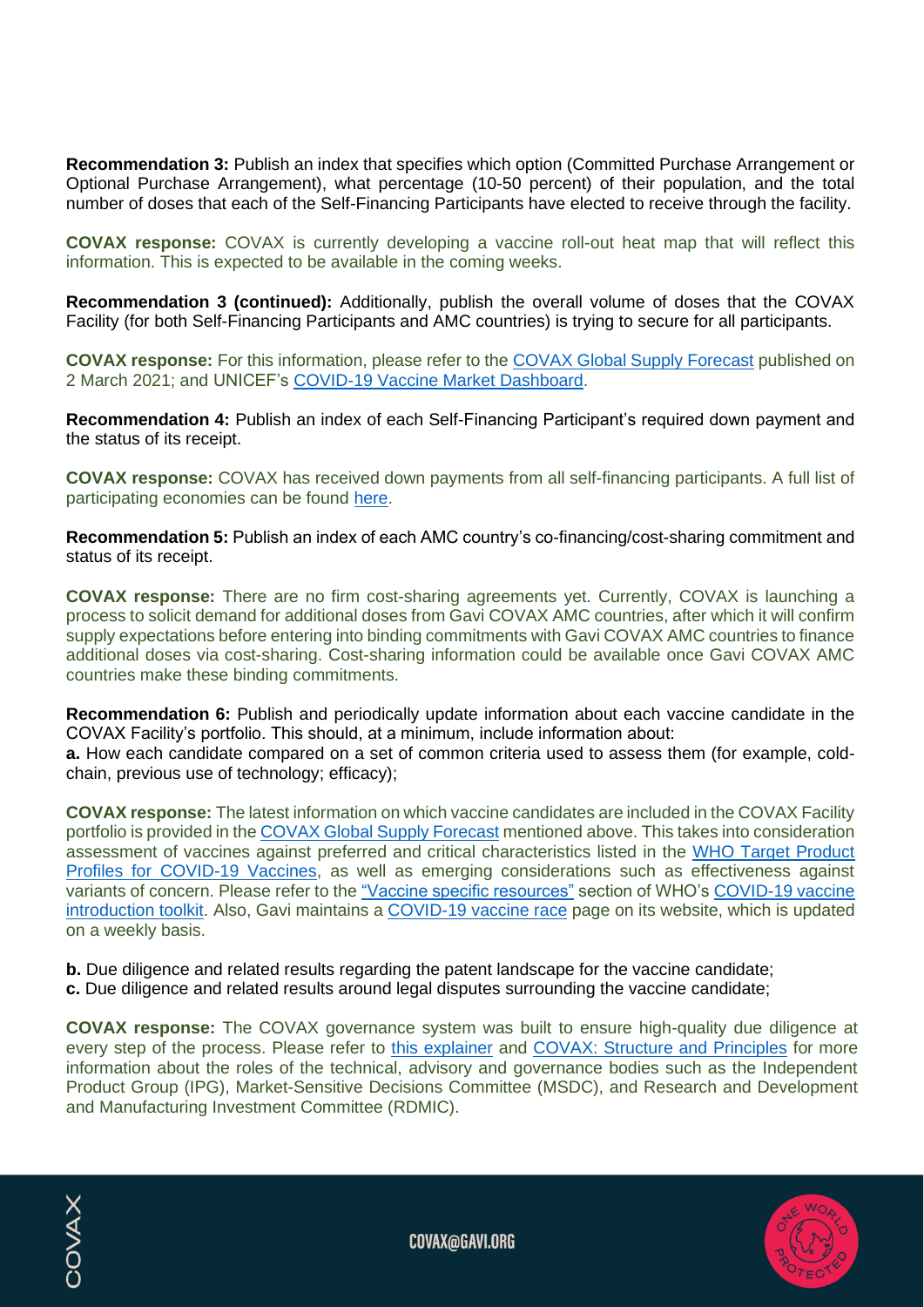**Recommendation 3:** Publish an index that specifies which option (Committed Purchase Arrangement or Optional Purchase Arrangement), what percentage (10-50 percent) of their population, and the total number of doses that each of the Self-Financing Participants have elected to receive through the facility.

**COVAX response:** COVAX is currently developing a vaccine roll-out heat map that will reflect this information. This is expected to be available in the coming weeks.

**Recommendation 3 (continued):** Additionally, publish the overall volume of doses that the COVAX Facility (for both Self-Financing Participants and AMC countries) is trying to secure for all participants.

**COVAX response:** For this information, please refer to the COVAX Global Supply Forecast published on 2 March 2021; and UNICEF's COVID-19 Vaccine Market Dashboard.

**Recommendation 4:** Publish an index of each Self-Financing Participant's required down payment and the status of its receipt.

**COVAX response:** COVAX has received down payments from all self-financing participants. A full list of participating economies can be found here.

**Recommendation 5:** Publish an index of each AMC country's co-financing/cost-sharing commitment and status of its receipt.

**COVAX response:** There are no firm cost-sharing agreements yet. Currently, COVAX is launching a process to solicit demand for additional doses from Gavi COVAX AMC countries, after which it will confirm supply expectations before entering into binding commitments with Gavi COVAX AMC countries to finance additional doses via cost-sharing. Cost-sharing information could be available once Gavi COVAX AMC countries make these binding commitments.

**Recommendation 6:** Publish and periodically update information about each vaccine candidate in the COVAX Facility's portfolio. This should, at a minimum, include information about:
**a.** How each candidate compared on a set of common criteria used to assess them (for example, cold-chain, previous use of technology; efficacy);

**COVAX response:** The latest information on which vaccine candidates are included in the COVAX Facility portfolio is provided in the COVAX Global Supply Forecast mentioned above. This takes into consideration assessment of vaccines against preferred and critical characteristics listed in the WHO Target Product Profiles for COVID-19 Vaccines, as well as emerging considerations such as effectiveness against variants of concern. Please refer to the "Vaccine specific resources" section of WHO's COVID-19 vaccine introduction toolkit. Also, Gavi maintains a COVID-19 vaccine race page on its website, which is updated on a weekly basis.

**b.** Due diligence and related results regarding the patent landscape for the vaccine candidate;
**c.** Due diligence and related results around legal disputes surrounding the vaccine candidate;

**COVAX response:** The COVAX governance system was built to ensure high-quality due diligence at every step of the process. Please refer to this explainer and COVAX: Structure and Principles for more information about the roles of the technical, advisory and governance bodies such as the Independent Product Group (IPG), Market-Sensitive Decisions Committee (MSDC), and Research and Development and Manufacturing Investment Committee (RDMIC).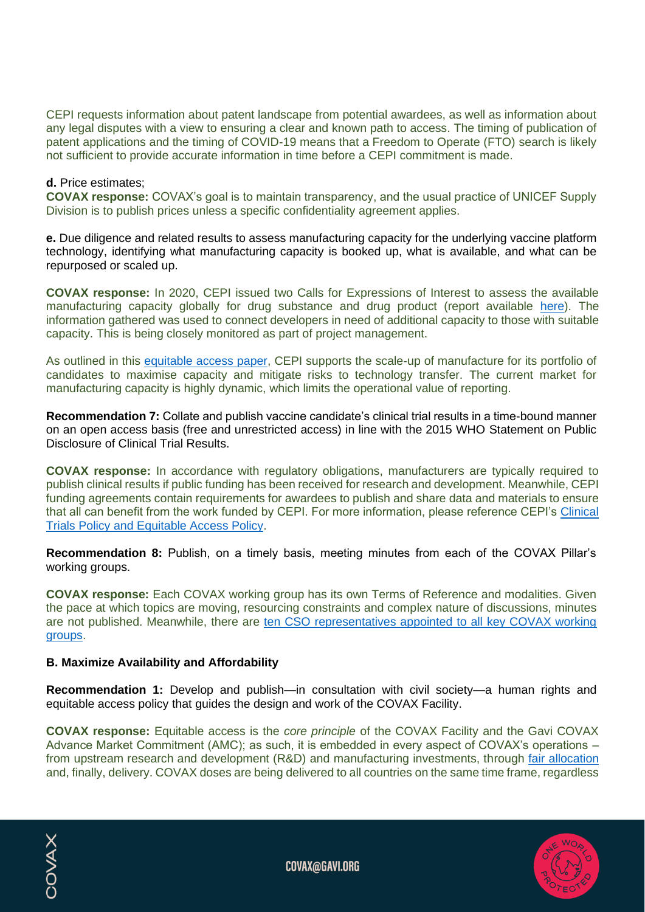CEPI requests information about patent landscape from potential awardees, as well as information about any legal disputes with a view to ensuring a clear and known path to access. The timing of publication of patent applications and the timing of COVID-19 means that a Freedom to Operate (FTO) search is likely not sufficient to provide accurate information in time before a CEPI commitment is made.

**d.** Price estimates;

**COVAX response:** COVAX's goal is to maintain transparency, and the usual practice of UNICEF Supply Division is to publish prices unless a specific confidentiality agreement applies.

**e.** Due diligence and related results to assess manufacturing capacity for the underlying vaccine platform technology, identifying what manufacturing capacity is booked up, what is available, and what can be repurposed or scaled up.

**COVAX response:** In 2020, CEPI issued two Calls for Expressions of Interest to assess the available manufacturing capacity globally for drug substance and drug product (report available here). The information gathered was used to connect developers in need of additional capacity to those with suitable capacity. This is being closely monitored as part of project management.

As outlined in this equitable access paper, CEPI supports the scale-up of manufacture for its portfolio of candidates to maximise capacity and mitigate risks to technology transfer. The current market for manufacturing capacity is highly dynamic, which limits the operational value of reporting.

**Recommendation 7:** Collate and publish vaccine candidate's clinical trial results in a time-bound manner on an open access basis (free and unrestricted access) in line with the 2015 WHO Statement on Public Disclosure of Clinical Trial Results.

**COVAX response:** In accordance with regulatory obligations, manufacturers are typically required to publish clinical results if public funding has been received for research and development. Meanwhile, CEPI funding agreements contain requirements for awardees to publish and share data and materials to ensure that all can benefit from the work funded by CEPI. For more information, please reference CEPI's Clinical Trials Policy and Equitable Access Policy.

**Recommendation 8:** Publish, on a timely basis, meeting minutes from each of the COVAX Pillar's working groups.

**COVAX response:** Each COVAX working group has its own Terms of Reference and modalities. Given the pace at which topics are moving, resourcing constraints and complex nature of discussions, minutes are not published. Meanwhile, there are ten CSO representatives appointed to all key COVAX working groups.

**B. Maximize Availability and Affordability**

**Recommendation 1:** Develop and publish—in consultation with civil society—a human rights and equitable access policy that guides the design and work of the COVAX Facility.

**COVAX response:** Equitable access is the *core principle* of the COVAX Facility and the Gavi COVAX Advance Market Commitment (AMC); as such, it is embedded in every aspect of COVAX's operations – from upstream research and development (R&D) and manufacturing investments, through fair allocation and, finally, delivery. COVAX doses are being delivered to all countries on the same time frame, regardless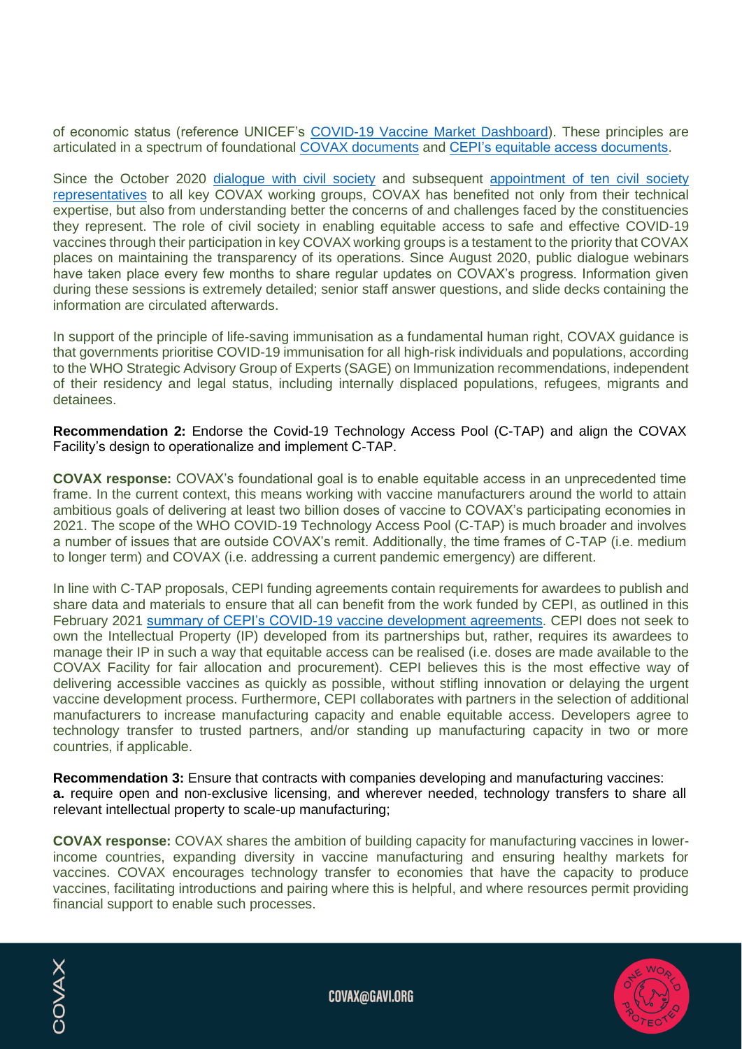of economic status (reference UNICEF's COVID-19 Vaccine Market Dashboard). These principles are articulated in a spectrum of foundational COVAX documents and CEPI's equitable access documents.

Since the October 2020 dialogue with civil society and subsequent appointment of ten civil society representatives to all key COVAX working groups, COVAX has benefited not only from their technical expertise, but also from understanding better the concerns of and challenges faced by the constituencies they represent. The role of civil society in enabling equitable access to safe and effective COVID-19 vaccines through their participation in key COVAX working groups is a testament to the priority that COVAX places on maintaining the transparency of its operations. Since August 2020, public dialogue webinars have taken place every few months to share regular updates on COVAX's progress. Information given during these sessions is extremely detailed; senior staff answer questions, and slide decks containing the information are circulated afterwards.

In support of the principle of life-saving immunisation as a fundamental human right, COVAX guidance is that governments prioritise COVID-19 immunisation for all high-risk individuals and populations, according to the WHO Strategic Advisory Group of Experts (SAGE) on Immunization recommendations, independent of their residency and legal status, including internally displaced populations, refugees, migrants and detainees.

**Recommendation 2:** Endorse the Covid-19 Technology Access Pool (C-TAP) and align the COVAX Facility's design to operationalize and implement C-TAP.

**COVAX response:** COVAX's foundational goal is to enable equitable access in an unprecedented time frame. In the current context, this means working with vaccine manufacturers around the world to attain ambitious goals of delivering at least two billion doses of vaccine to COVAX's participating economies in 2021. The scope of the WHO COVID-19 Technology Access Pool (C-TAP) is much broader and involves a number of issues that are outside COVAX's remit. Additionally, the time frames of C-TAP (i.e. medium to longer term) and COVAX (i.e. addressing a current pandemic emergency) are different.

In line with C-TAP proposals, CEPI funding agreements contain requirements for awardees to publish and share data and materials to ensure that all can benefit from the work funded by CEPI, as outlined in this February 2021 summary of CEPI's COVID-19 vaccine development agreements. CEPI does not seek to own the Intellectual Property (IP) developed from its partnerships but, rather, requires its awardees to manage their IP in such a way that equitable access can be realised (i.e. doses are made available to the COVAX Facility for fair allocation and procurement). CEPI believes this is the most effective way of delivering accessible vaccines as quickly as possible, without stifling innovation or delaying the urgent vaccine development process. Furthermore, CEPI collaborates with partners in the selection of additional manufacturers to increase manufacturing capacity and enable equitable access. Developers agree to technology transfer to trusted partners, and/or standing up manufacturing capacity in two or more countries, if applicable.

**Recommendation 3:** Ensure that contracts with companies developing and manufacturing vaccines:
**a.** require open and non-exclusive licensing, and wherever needed, technology transfers to share all relevant intellectual property to scale-up manufacturing;

**COVAX response:** COVAX shares the ambition of building capacity for manufacturing vaccines in lower-income countries, expanding diversity in vaccine manufacturing and ensuring healthy markets for vaccines. COVAX encourages technology transfer to economies that have the capacity to produce vaccines, facilitating introductions and pairing where this is helpful, and where resources permit providing financial support to enable such processes.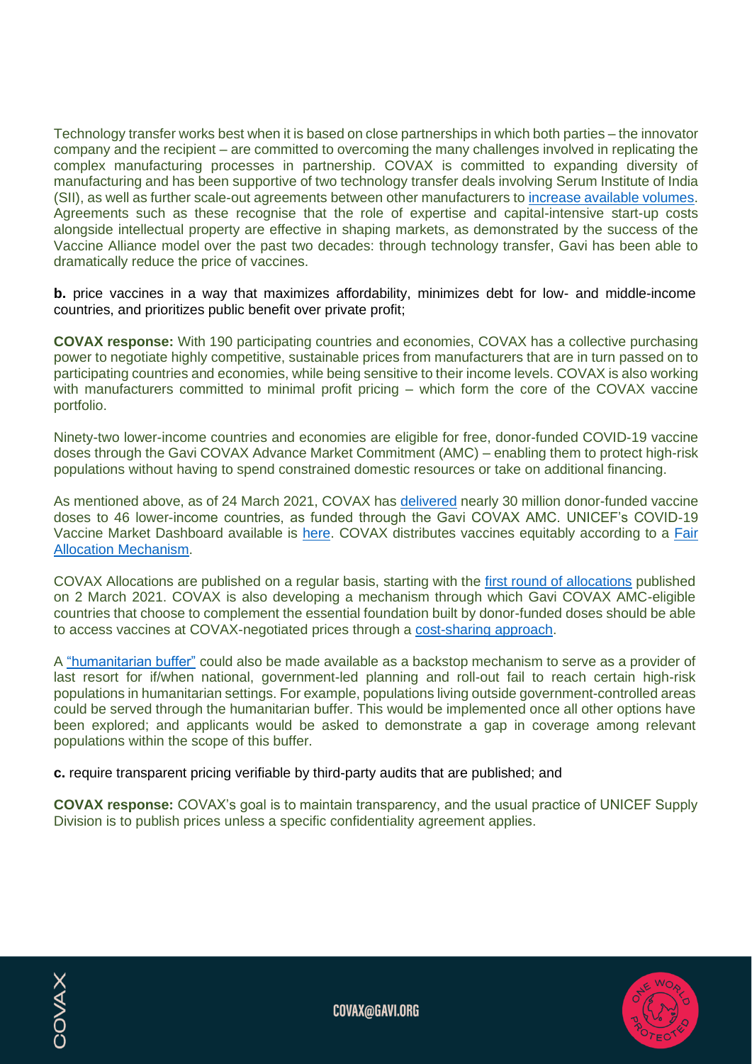Technology transfer works best when it is based on close partnerships in which both parties – the innovator company and the recipient – are committed to overcoming the many challenges involved in replicating the complex manufacturing processes in partnership. COVAX is committed to expanding diversity of manufacturing and has been supportive of two technology transfer deals involving Serum Institute of India (SII), as well as further scale-out agreements between other manufacturers to increase available volumes. Agreements such as these recognise that the role of expertise and capital-intensive start-up costs alongside intellectual property are effective in shaping markets, as demonstrated by the success of the Vaccine Alliance model over the past two decades: through technology transfer, Gavi has been able to dramatically reduce the price of vaccines.

**b.** price vaccines in a way that maximizes affordability, minimizes debt for low- and middle-income countries, and prioritizes public benefit over private profit;

**COVAX response:** With 190 participating countries and economies, COVAX has a collective purchasing power to negotiate highly competitive, sustainable prices from manufacturers that are in turn passed on to participating countries and economies, while being sensitive to their income levels. COVAX is also working with manufacturers committed to minimal profit pricing – which form the core of the COVAX vaccine portfolio.

Ninety-two lower-income countries and economies are eligible for free, donor-funded COVID-19 vaccine doses through the Gavi COVAX Advance Market Commitment (AMC) – enabling them to protect high-risk populations without having to spend constrained domestic resources or take on additional financing.

As mentioned above, as of 24 March 2021, COVAX has delivered nearly 30 million donor-funded vaccine doses to 46 lower-income countries, as funded through the Gavi COVAX AMC. UNICEF's COVID-19 Vaccine Market Dashboard available is here. COVAX distributes vaccines equitably according to a Fair Allocation Mechanism.

COVAX Allocations are published on a regular basis, starting with the first round of allocations published on 2 March 2021. COVAX is also developing a mechanism through which Gavi COVAX AMC-eligible countries that choose to complement the essential foundation built by donor-funded doses should be able to access vaccines at COVAX-negotiated prices through a cost-sharing approach.

A "humanitarian buffer" could also be made available as a backstop mechanism to serve as a provider of last resort for if/when national, government-led planning and roll-out fail to reach certain high-risk populations in humanitarian settings. For example, populations living outside government-controlled areas could be served through the humanitarian buffer. This would be implemented once all other options have been explored; and applicants would be asked to demonstrate a gap in coverage among relevant populations within the scope of this buffer.

**c.** require transparent pricing verifiable by third-party audits that are published; and

**COVAX response:** COVAX's goal is to maintain transparency, and the usual practice of UNICEF Supply Division is to publish prices unless a specific confidentiality agreement applies.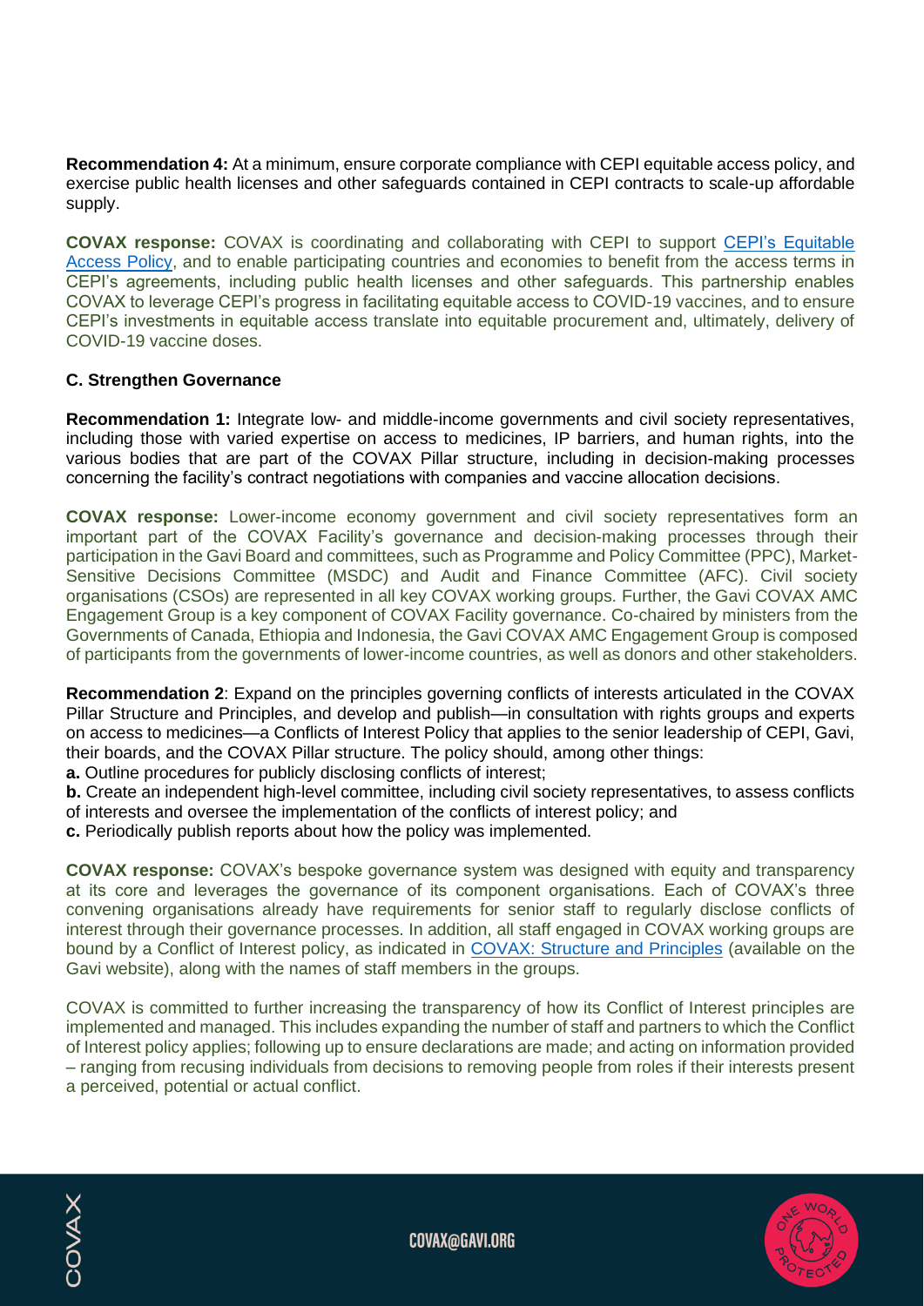**Recommendation 4:** At a minimum, ensure corporate compliance with CEPI equitable access policy, and exercise public health licenses and other safeguards contained in CEPI contracts to scale-up affordable supply.

**COVAX response:** COVAX is coordinating and collaborating with CEPI to support [CEPI's Equitable Access Policy](), and to enable participating countries and economies to benefit from the access terms in CEPI's agreements, including public health licenses and other safeguards. This partnership enables COVAX to leverage CEPI's progress in facilitating equitable access to COVID-19 vaccines, and to ensure CEPI's investments in equitable access translate into equitable procurement and, ultimately, delivery of COVID-19 vaccine doses.

### C. Strengthen Governance

**Recommendation 1:** Integrate low- and middle-income governments and civil society representatives, including those with varied expertise on access to medicines, IP barriers, and human rights, into the various bodies that are part of the COVAX Pillar structure, including in decision-making processes concerning the facility's contract negotiations with companies and vaccine allocation decisions.

**COVAX response:** Lower-income economy government and civil society representatives form an important part of the COVAX Facility's governance and decision-making processes through their participation in the Gavi Board and committees, such as Programme and Policy Committee (PPC), Market-Sensitive Decisions Committee (MSDC) and Audit and Finance Committee (AFC). Civil society organisations (CSOs) are represented in all key COVAX working groups. Further, the Gavi COVAX AMC Engagement Group is a key component of COVAX Facility governance. Co-chaired by ministers from the Governments of Canada, Ethiopia and Indonesia, the Gavi COVAX AMC Engagement Group is composed of participants from the governments of lower-income countries, as well as donors and other stakeholders.

**Recommendation 2**: Expand on the principles governing conflicts of interests articulated in the COVAX Pillar Structure and Principles, and develop and publish—in consultation with rights groups and experts on access to medicines—a Conflicts of Interest Policy that applies to the senior leadership of CEPI, Gavi, their boards, and the COVAX Pillar structure. The policy should, among other things:

**a.** Outline procedures for publicly disclosing conflicts of interest;

**b.** Create an independent high-level committee, including civil society representatives, to assess conflicts of interests and oversee the implementation of the conflicts of interest policy; and

**c.** Periodically publish reports about how the policy was implemented.

**COVAX response:** COVAX's bespoke governance system was designed with equity and transparency at its core and leverages the governance of its component organisations. Each of COVAX's three convening organisations already have requirements for senior staff to regularly disclose conflicts of interest through their governance processes. In addition, all staff engaged in COVAX working groups are bound by a Conflict of Interest policy, as indicated in [COVAX: Structure and Principles]() (available on the Gavi website), along with the names of staff members in the groups.

COVAX is committed to further increasing the transparency of how its Conflict of Interest principles are implemented and managed. This includes expanding the number of staff and partners to which the Conflict of Interest policy applies; following up to ensure declarations are made; and acting on information provided – ranging from recusing individuals from decisions to removing people from roles if their interests present a perceived, potential or actual conflict.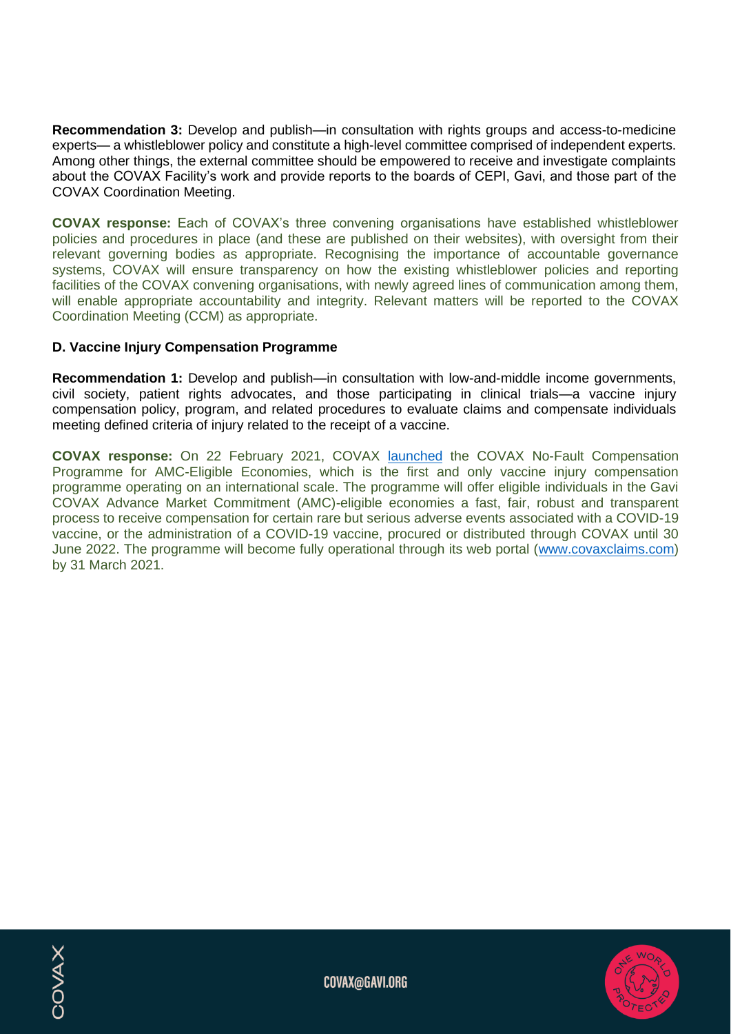**Recommendation 3:** Develop and publish—in consultation with rights groups and access-to-medicine experts— a whistleblower policy and constitute a high-level committee comprised of independent experts. Among other things, the external committee should be empowered to receive and investigate complaints about the COVAX Facility's work and provide reports to the boards of CEPI, Gavi, and those part of the COVAX Coordination Meeting.

**COVAX response:** Each of COVAX's three convening organisations have established whistleblower policies and procedures in place (and these are published on their websites), with oversight from their relevant governing bodies as appropriate. Recognising the importance of accountable governance systems, COVAX will ensure transparency on how the existing whistleblower policies and reporting facilities of the COVAX convening organisations, with newly agreed lines of communication among them, will enable appropriate accountability and integrity. Relevant matters will be reported to the COVAX Coordination Meeting (CCM) as appropriate.

### D. Vaccine Injury Compensation Programme

**Recommendation 1:** Develop and publish—in consultation with low-and-middle income governments, civil society, patient rights advocates, and those participating in clinical trials—a vaccine injury compensation policy, program, and related procedures to evaluate claims and compensate individuals meeting defined criteria of injury related to the receipt of a vaccine.

**COVAX response:** On 22 February 2021, COVAX launched the COVAX No-Fault Compensation Programme for AMC-Eligible Economies, which is the first and only vaccine injury compensation programme operating on an international scale. The programme will offer eligible individuals in the Gavi COVAX Advance Market Commitment (AMC)-eligible economies a fast, fair, robust and transparent process to receive compensation for certain rare but serious adverse events associated with a COVID-19 vaccine, or the administration of a COVID-19 vaccine, procured or distributed through COVAX until 30 June 2022. The programme will become fully operational through its web portal (www.covaxclaims.com) by 31 March 2021.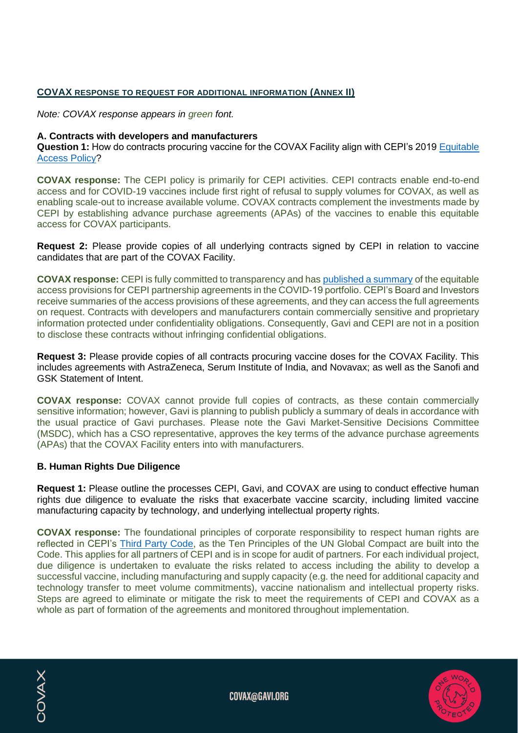## COVAX RESPONSE TO REQUEST FOR ADDITIONAL INFORMATION (ANNEX II)

*Note: COVAX response appears in green font.*

### A. Contracts with developers and manufacturers

**Question 1:** How do contracts procuring vaccine for the COVAX Facility align with CEPI's 2019 Equitable Access Policy?

**COVAX response:** The CEPI policy is primarily for CEPI activities. CEPI contracts enable end-to-end access and for COVID-19 vaccines include first right of refusal to supply volumes for COVAX, as well as enabling scale-out to increase available volume. COVAX contracts complement the investments made by CEPI by establishing advance purchase agreements (APAs) of the vaccines to enable this equitable access for COVAX participants.

**Request 2:** Please provide copies of all underlying contracts signed by CEPI in relation to vaccine candidates that are part of the COVAX Facility.

**COVAX response:** CEPI is fully committed to transparency and has published a summary of the equitable access provisions for CEPI partnership agreements in the COVID-19 portfolio. CEPI's Board and Investors receive summaries of the access provisions of these agreements, and they can access the full agreements on request. Contracts with developers and manufacturers contain commercially sensitive and proprietary information protected under confidentiality obligations. Consequently, Gavi and CEPI are not in a position to disclose these contracts without infringing confidential obligations.

**Request 3:** Please provide copies of all contracts procuring vaccine doses for the COVAX Facility. This includes agreements with AstraZeneca, Serum Institute of India, and Novavax; as well as the Sanofi and GSK Statement of Intent.

**COVAX response:** COVAX cannot provide full copies of contracts, as these contain commercially sensitive information; however, Gavi is planning to publish publicly a summary of deals in accordance with the usual practice of Gavi purchases. Please note the Gavi Market-Sensitive Decisions Committee (MSDC), which has a CSO representative, approves the key terms of the advance purchase agreements (APAs) that the COVAX Facility enters into with manufacturers.

### B. Human Rights Due Diligence

**Request 1:** Please outline the processes CEPI, Gavi, and COVAX are using to conduct effective human rights due diligence to evaluate the risks that exacerbate vaccine scarcity, including limited vaccine manufacturing capacity by technology, and underlying intellectual property rights.

**COVAX response:** The foundational principles of corporate responsibility to respect human rights are reflected in CEPI's Third Party Code, as the Ten Principles of the UN Global Compact are built into the Code. This applies for all partners of CEPI and is in scope for audit of partners. For each individual project, due diligence is undertaken to evaluate the risks related to access including the ability to develop a successful vaccine, including manufacturing and supply capacity (e.g. the need for additional capacity and technology transfer to meet volume commitments), vaccine nationalism and intellectual property risks. Steps are agreed to eliminate or mitigate the risk to meet the requirements of CEPI and COVAX as a whole as part of formation of the agreements and monitored throughout implementation.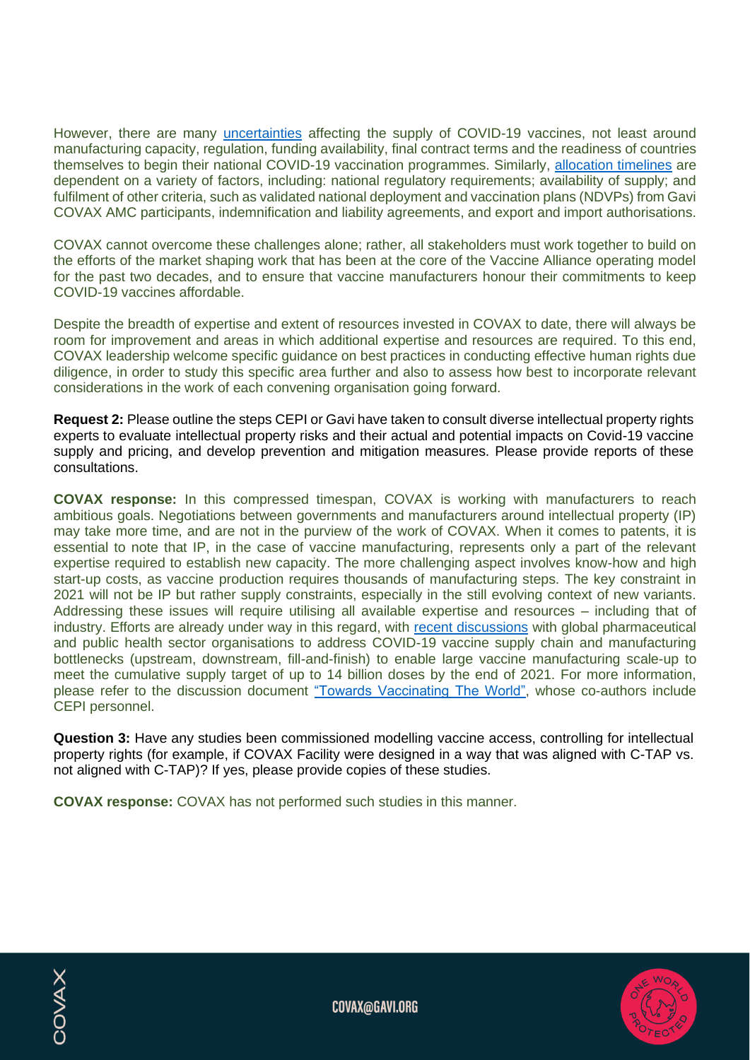However, there are many uncertainties affecting the supply of COVID-19 vaccines, not least around manufacturing capacity, regulation, funding availability, final contract terms and the readiness of countries themselves to begin their national COVID-19 vaccination programmes. Similarly, allocation timelines are dependent on a variety of factors, including: national regulatory requirements; availability of supply; and fulfilment of other criteria, such as validated national deployment and vaccination plans (NDVPs) from Gavi COVAX AMC participants, indemnification and liability agreements, and export and import authorisations.

COVAX cannot overcome these challenges alone; rather, all stakeholders must work together to build on the efforts of the market shaping work that has been at the core of the Vaccine Alliance operating model for the past two decades, and to ensure that vaccine manufacturers honour their commitments to keep COVID-19 vaccines affordable.

Despite the breadth of expertise and extent of resources invested in COVAX to date, there will always be room for improvement and areas in which additional expertise and resources are required. To this end, COVAX leadership welcome specific guidance on best practices in conducting effective human rights due diligence, in order to study this specific area further and also to assess how best to incorporate relevant considerations in the work of each convening organisation going forward.

**Request 2:** Please outline the steps CEPI or Gavi have taken to consult diverse intellectual property rights experts to evaluate intellectual property risks and their actual and potential impacts on Covid-19 vaccine supply and pricing, and develop prevention and mitigation measures. Please provide reports of these consultations.

**COVAX response:** In this compressed timespan, COVAX is working with manufacturers to reach ambitious goals. Negotiations between governments and manufacturers around intellectual property (IP) may take more time, and are not in the purview of the work of COVAX. When it comes to patents, it is essential to note that IP, in the case of vaccine manufacturing, represents only a part of the relevant expertise required to establish new capacity. The more challenging aspect involves know-how and high start-up costs, as vaccine production requires thousands of manufacturing steps. The key constraint in 2021 will not be IP but rather supply constraints, especially in the still evolving context of new variants. Addressing these issues will require utilising all available expertise and resources – including that of industry. Efforts are already under way in this regard, with recent discussions with global pharmaceutical and public health sector organisations to address COVID-19 vaccine supply chain and manufacturing bottlenecks (upstream, downstream, fill-and-finish) to enable large vaccine manufacturing scale-up to meet the cumulative supply target of up to 14 billion doses by the end of 2021. For more information, please refer to the discussion document "Towards Vaccinating The World", whose co-authors include CEPI personnel.

**Question 3:** Have any studies been commissioned modelling vaccine access, controlling for intellectual property rights (for example, if COVAX Facility were designed in a way that was aligned with C-TAP vs. not aligned with C-TAP)? If yes, please provide copies of these studies.

**COVAX response:** COVAX has not performed such studies in this manner.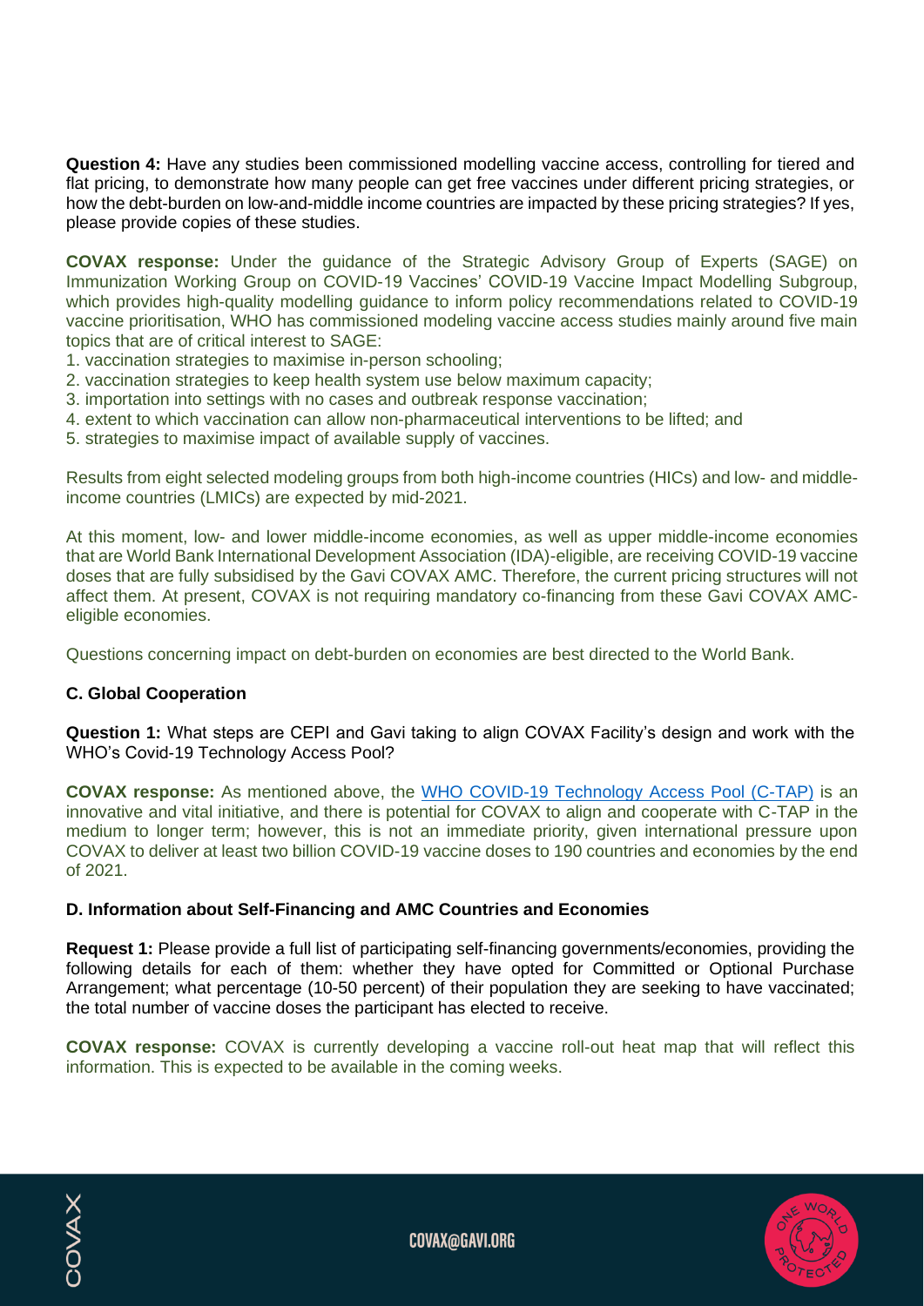**Question 4:** Have any studies been commissioned modelling vaccine access, controlling for tiered and flat pricing, to demonstrate how many people can get free vaccines under different pricing strategies, or how the debt-burden on low-and-middle income countries are impacted by these pricing strategies? If yes, please provide copies of these studies.

**COVAX response:** Under the guidance of the Strategic Advisory Group of Experts (SAGE) on Immunization Working Group on COVID-19 Vaccines' COVID-19 Vaccine Impact Modelling Subgroup, which provides high-quality modelling guidance to inform policy recommendations related to COVID-19 vaccine prioritisation, WHO has commissioned modeling vaccine access studies mainly around five main topics that are of critical interest to SAGE:

1. vaccination strategies to maximise in-person schooling;
2. vaccination strategies to keep health system use below maximum capacity;
3. importation into settings with no cases and outbreak response vaccination;
4. extent to which vaccination can allow non-pharmaceutical interventions to be lifted; and
5. strategies to maximise impact of available supply of vaccines.

Results from eight selected modeling groups from both high-income countries (HICs) and low- and middle-income countries (LMICs) are expected by mid-2021.

At this moment, low- and lower middle-income economies, as well as upper middle-income economies that are World Bank International Development Association (IDA)-eligible, are receiving COVID-19 vaccine doses that are fully subsidised by the Gavi COVAX AMC. Therefore, the current pricing structures will not affect them. At present, COVAX is not requiring mandatory co-financing from these Gavi COVAX AMC-eligible economies.

Questions concerning impact on debt-burden on economies are best directed to the World Bank.

### C. Global Cooperation

**Question 1:** What steps are CEPI and Gavi taking to align COVAX Facility's design and work with the WHO's Covid-19 Technology Access Pool?

**COVAX response:** As mentioned above, the WHO COVID-19 Technology Access Pool (C-TAP) is an innovative and vital initiative, and there is potential for COVAX to align and cooperate with C-TAP in the medium to longer term; however, this is not an immediate priority, given international pressure upon COVAX to deliver at least two billion COVID-19 vaccine doses to 190 countries and economies by the end of 2021.

### D. Information about Self-Financing and AMC Countries and Economies

**Request 1:** Please provide a full list of participating self-financing governments/economies, providing the following details for each of them: whether they have opted for Committed or Optional Purchase Arrangement; what percentage (10-50 percent) of their population they are seeking to have vaccinated; the total number of vaccine doses the participant has elected to receive.

**COVAX response:** COVAX is currently developing a vaccine roll-out heat map that will reflect this information. This is expected to be available in the coming weeks.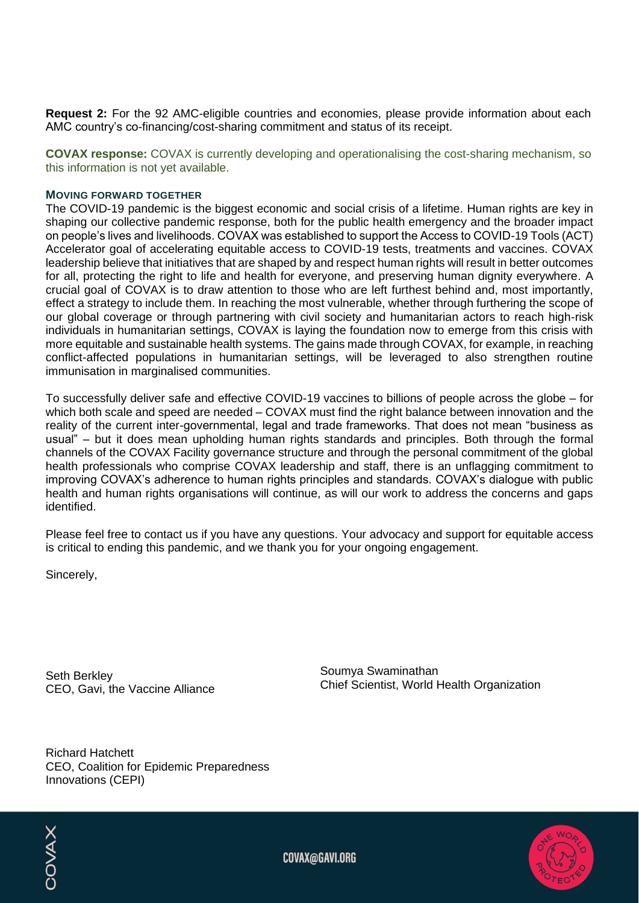**Request 2:** For the 92 AMC-eligible countries and economies, please provide information about each AMC country's co-financing/cost-sharing commitment and status of its receipt.

**COVAX response:** COVAX is currently developing and operationalising the cost-sharing mechanism, so this information is not yet available.

### MOVING FORWARD TOGETHER

The COVID-19 pandemic is the biggest economic and social crisis of a lifetime. Human rights are key in shaping our collective pandemic response, both for the public health emergency and the broader impact on people's lives and livelihoods. COVAX was established to support the Access to COVID-19 Tools (ACT) Accelerator goal of accelerating equitable access to COVID-19 tests, treatments and vaccines. COVAX leadership believe that initiatives that are shaped by and respect human rights will result in better outcomes for all, protecting the right to life and health for everyone, and preserving human dignity everywhere. A crucial goal of COVAX is to draw attention to those who are left furthest behind and, most importantly, effect a strategy to include them. In reaching the most vulnerable, whether through furthering the scope of our global coverage or through partnering with civil society and humanitarian actors to reach high-risk individuals in humanitarian settings, COVAX is laying the foundation now to emerge from this crisis with more equitable and sustainable health systems. The gains made through COVAX, for example, in reaching conflict-affected populations in humanitarian settings, will be leveraged to also strengthen routine immunisation in marginalised communities.

To successfully deliver safe and effective COVID-19 vaccines to billions of people across the globe – for which both scale and speed are needed – COVAX must find the right balance between innovation and the reality of the current inter-governmental, legal and trade frameworks. That does not mean "business as usual" – but it does mean upholding human rights standards and principles. Both through the formal channels of the COVAX Facility governance structure and through the personal commitment of the global health professionals who comprise COVAX leadership and staff, there is an unflagging commitment to improving COVAX's adherence to human rights principles and standards. COVAX's dialogue with public health and human rights organisations will continue, as will our work to address the concerns and gaps identified.

Please feel free to contact us if you have any questions. Your advocacy and support for equitable access is critical to ending this pandemic, and we thank you for your ongoing engagement.

Sincerely,

Seth Berkley
CEO, Gavi, the Vaccine Alliance

Soumya Swaminathan
Chief Scientist, World Health Organization

Richard Hatchett
CEO, Coalition for Epidemic Preparedness Innovations (CEPI)

COVAX@GAVI.ORG